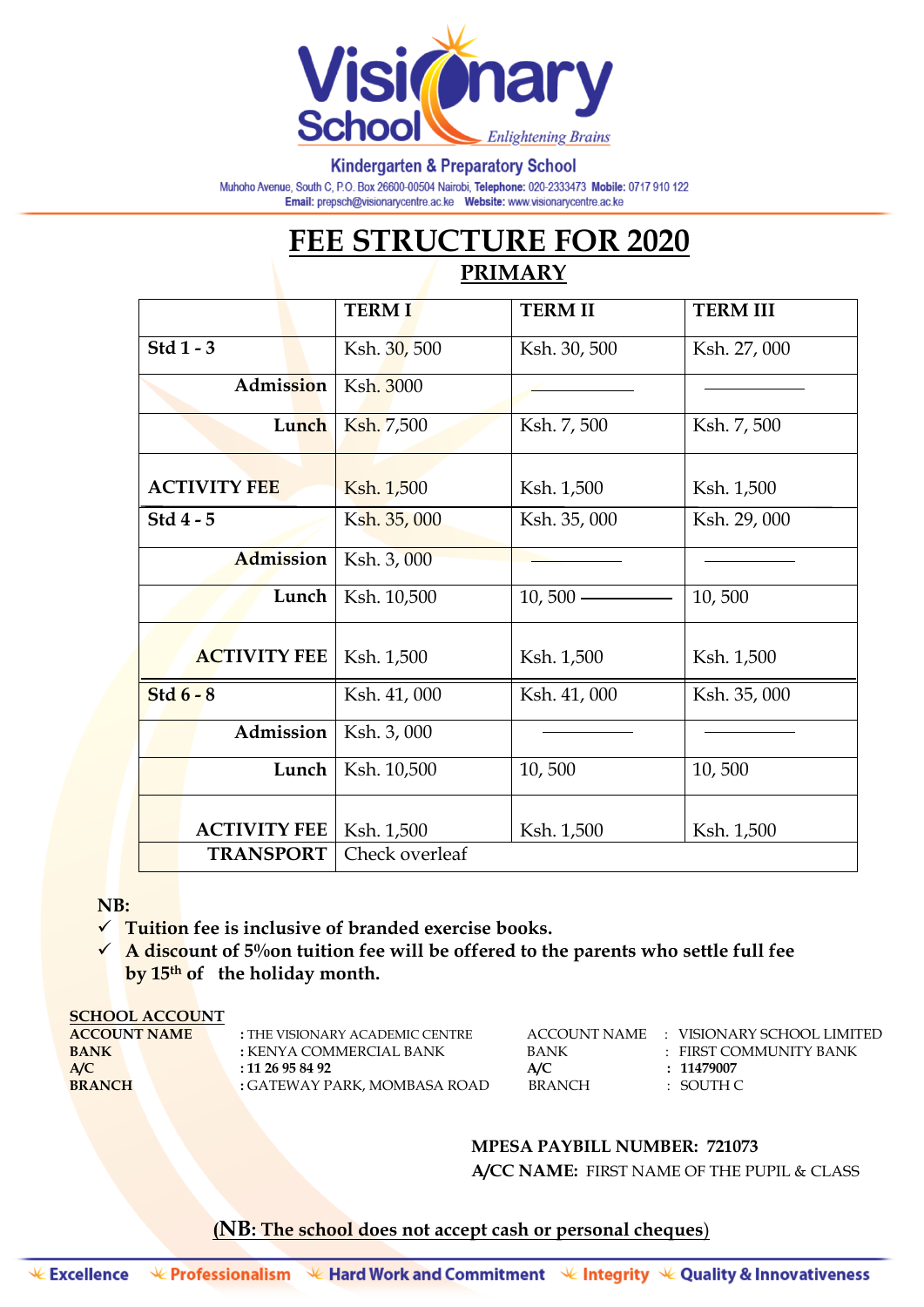# Visionary School

*Enlightening Brains*

**Kindergarten & Preparatory School**

Muhoho Avenue, South C, P.O. Box 26600-00504 Nairobi, **Telephone:** 020-2333473 **Mobile:** 0717 910 122
**Email:** prepsch@visionarycentre.ac.ke **Website:** www.visionarycentre.ac.ke

# FEE STRUCTURE FOR 2020

## PRIMARY

| | TERM I | TERM II | TERM III |
|---|---|---|---|
| **Std 1 - 3** | Ksh. 30, 500 | Ksh. 30, 500 | Ksh. 27, 000 |
| **Admission** | Ksh. 3000 | ———— | ———— |
| **Lunch** | Ksh. 7,500 | Ksh. 7, 500 | Ksh. 7, 500 |
| **ACTIVITY FEE** | Ksh. 1,500 | Ksh. 1,500 | Ksh. 1,500 |
| **Std 4 - 5** | Ksh. 35, 000 | Ksh. 35, 000 | Ksh. 29, 000 |
| **Admission** | Ksh. 3, 000 | ———— | ———— |
| **Lunch** | Ksh. 10,500 | 10, 500 ———— | 10, 500 |
| **ACTIVITY FEE** | Ksh. 1,500 | Ksh. 1,500 | Ksh. 1,500 |
| **Std 6 - 8** | Ksh. 41, 000 | Ksh. 41, 000 | Ksh. 35, 000 |
| **Admission** | Ksh. 3, 000 | ———— | ———— |
| **Lunch** | Ksh. 10,500 | 10, 500 | 10, 500 |
| **ACTIVITY FEE** | Ksh. 1,500 | Ksh. 1,500 | Ksh. 1,500 |
| **TRANSPORT** | Check overleaf | | |

**NB:**

- ✓ **Tuition fee is inclusive of branded exercise books.**
- ✓ **A discount of 5%on tuition fee will be offered to the parents who settle full fee by 15th of the holiday month.**

**SCHOOL ACCOUNT**

| | | | |
|---|---|---|---|
| **ACCOUNT NAME** | : THE VISIONARY ACADEMIC CENTRE | ACCOUNT NAME | : VISIONARY SCHOOL LIMITED |
| **BANK** | : KENYA COMMERCIAL BANK | BANK | : FIRST COMMUNITY BANK |
| **A/C** | : **11 26 95 84 92** | **A/C** | : **11479007** |
| **BRANCH** | : GATEWAY PARK, MOMBASA ROAD | BRANCH | : SOUTH C |

**MPESA PAYBILL NUMBER: 721073**
**A/CC NAME:** FIRST NAME OF THE PUPIL & CLASS

(**NB: The school does not accept cash or personal cheques**)

Excellence | Professionalism | Hard Work and Commitment | Integrity | Quality & Innovativeness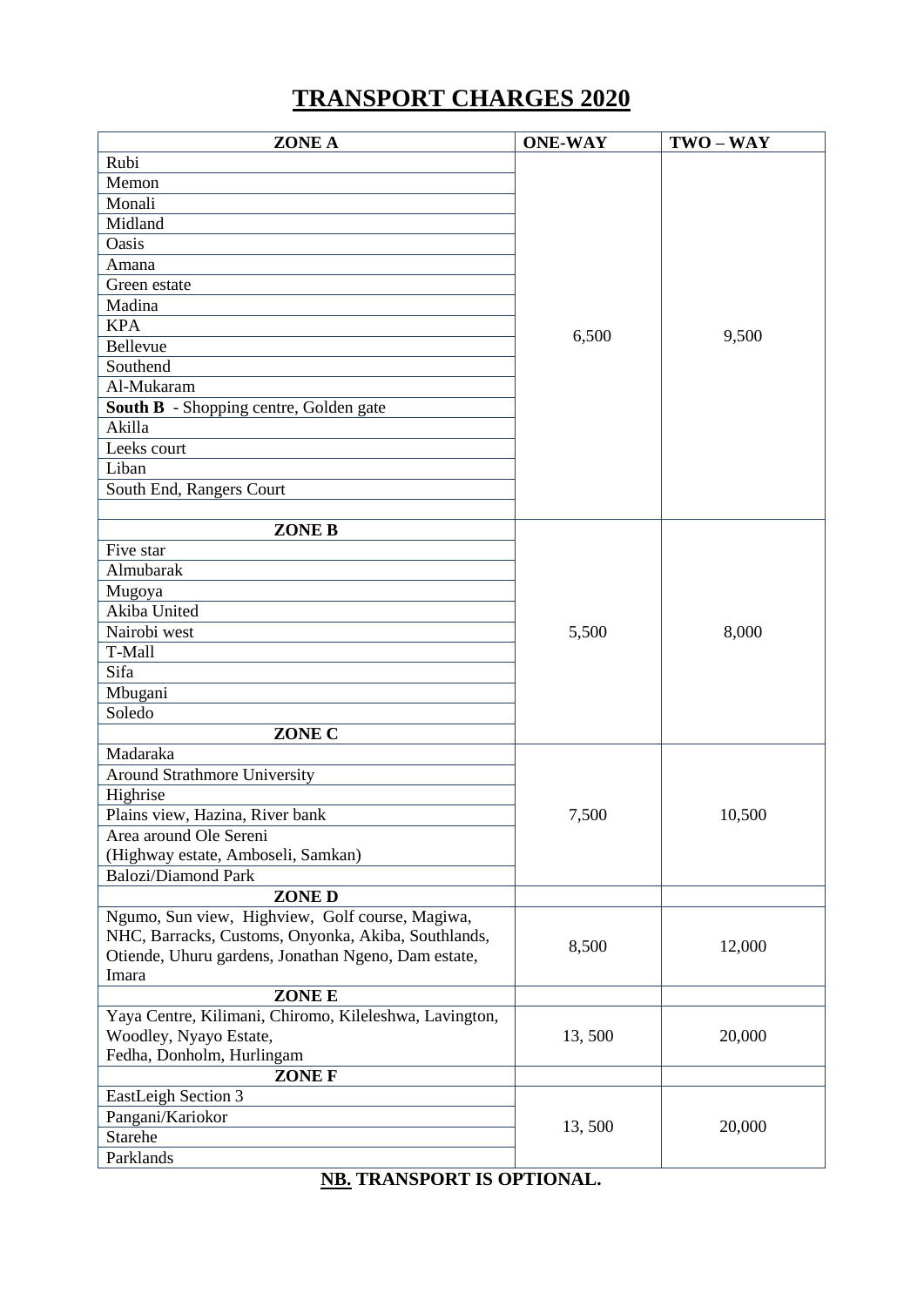# TRANSPORT CHARGES 2020

| ZONE A | ONE-WAY | TWO – WAY |
|---|---|---|
| Rubi | 6,500 | 9,500 |
| Memon | | |
| Monali | | |
| Midland | | |
| Oasis | | |
| Amana | | |
| Green estate | | |
| Madina | | |
| KPA | | |
| Bellevue | | |
| Southend | | |
| Al-Mukaram | | |
| **South B** - Shopping centre, Golden gate | | |
| Akilla | | |
| Leeks court | | |
| Liban | | |
| South End, Rangers Court | | |
| | | |
| **ZONE B** | 5,500 | 8,000 |
| Five star | | |
| Almubarak | | |
| Mugoya | | |
| Akiba United | | |
| Nairobi west | | |
| T-Mall | | |
| Sifa | | |
| Mbugani | | |
| Soledo | | |
| **ZONE C** | | |
| Madaraka | 7,500 | 10,500 |
| Around Strathmore University | | |
| Highrise | | |
| Plains view, Hazina, River bank | | |
| Area around Ole Sereni (Highway estate, Amboseli, Samkan) | | |
| Balozi/Diamond Park | | |
| **ZONE D** | | |
| Ngumo, Sun view, Highview, Golf course, Magiwa, NHC, Barracks, Customs, Onyonka, Akiba, Southlands, Otiende, Uhuru gardens, Jonathan Ngeno, Dam estate, Imara | 8,500 | 12,000 |
| **ZONE E** | | |
| Yaya Centre, Kilimani, Chiromo, Kileleshwa, Lavington, Woodley, Nyayo Estate, Fedha, Donholm, Hurlingam | 13, 500 | 20,000 |
| **ZONE F** | | |
| EastLeigh Section 3 | 13, 500 | 20,000 |
| Pangani/Kariokor | | |
| Starehe | | |
| Parklands | | |

**NB. TRANSPORT IS OPTIONAL.**